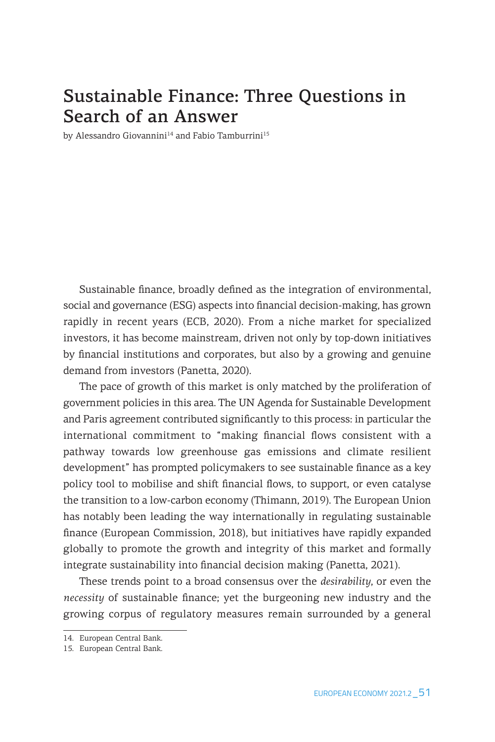# Sustainable Finance: Three Questions in Search of an Answer

by Alessandro Giovannini[14] and Fabio Tamburrini[15]

Sustainable finance, broadly defined as the integration of environmental, social and governance (ESG) aspects into financial decision-making, has grown rapidly in recent years (ECB, 2020). From a niche market for specialized investors, it has become mainstream, driven not only by top-down initiatives by financial institutions and corporates, but also by a growing and genuine demand from investors (Panetta, 2020).

The pace of growth of this market is only matched by the proliferation of government policies in this area. The UN Agenda for Sustainable Development and Paris agreement contributed significantly to this process: in particular the international commitment to "making financial flows consistent with a pathway towards low greenhouse gas emissions and climate resilient development" has prompted policymakers to see sustainable finance as a key policy tool to mobilise and shift financial flows, to support, or even catalyse the transition to a low-carbon economy (Thimann, 2019). The European Union has notably been leading the way internationally in regulating sustainable finance (European Commission, 2018), but initiatives have rapidly expanded globally to promote the growth and integrity of this market and formally integrate sustainability into financial decision making (Panetta, 2021).

These trends point to a broad consensus over the *desirability*, or even the *necessity* of sustainable finance; yet the burgeoning new industry and the growing corpus of regulatory measures remain surrounded by a general

14. European Central Bank.

15. European Central Bank.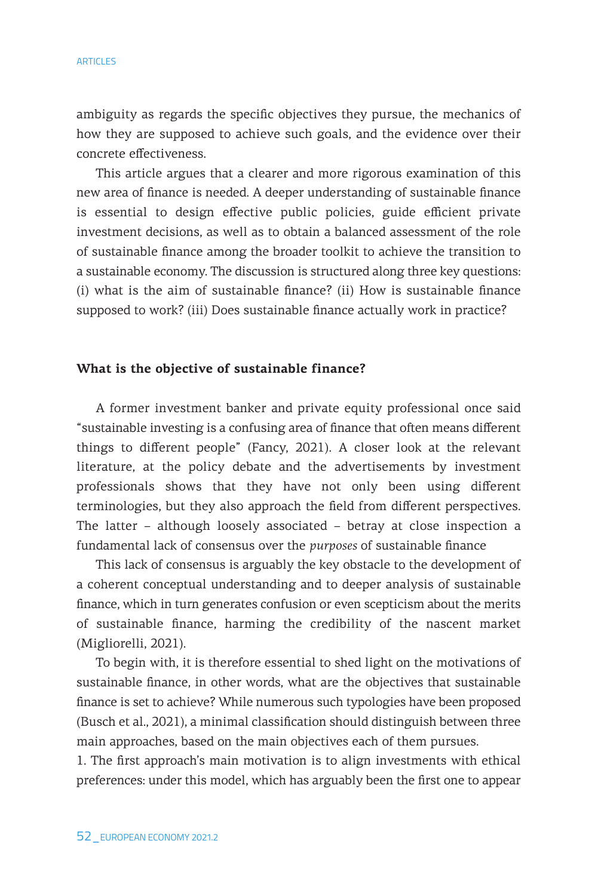ambiguity as regards the specific objectives they pursue, the mechanics of how they are supposed to achieve such goals, and the evidence over their concrete effectiveness.

This article argues that a clearer and more rigorous examination of this new area of finance is needed. A deeper understanding of sustainable finance is essential to design effective public policies, guide efficient private investment decisions, as well as to obtain a balanced assessment of the role of sustainable finance among the broader toolkit to achieve the transition to a sustainable economy. The discussion is structured along three key questions: (i) what is the aim of sustainable finance? (ii) How is sustainable finance supposed to work? (iii) Does sustainable finance actually work in practice?

## What is the objective of sustainable finance?

A former investment banker and private equity professional once said "sustainable investing is a confusing area of finance that often means different things to different people" (Fancy, 2021). A closer look at the relevant literature, at the policy debate and the advertisements by investment professionals shows that they have not only been using different terminologies, but they also approach the field from different perspectives. The latter – although loosely associated – betray at close inspection a fundamental lack of consensus over the *purposes* of sustainable finance

This lack of consensus is arguably the key obstacle to the development of a coherent conceptual understanding and to deeper analysis of sustainable finance, which in turn generates confusion or even scepticism about the merits of sustainable finance, harming the credibility of the nascent market (Migliorelli, 2021).

To begin with, it is therefore essential to shed light on the motivations of sustainable finance, in other words, what are the objectives that sustainable finance is set to achieve? While numerous such typologies have been proposed (Busch et al., 2021), a minimal classification should distinguish between three main approaches, based on the main objectives each of them pursues.

1. The first approach's main motivation is to align investments with ethical preferences: under this model, which has arguably been the first one to appear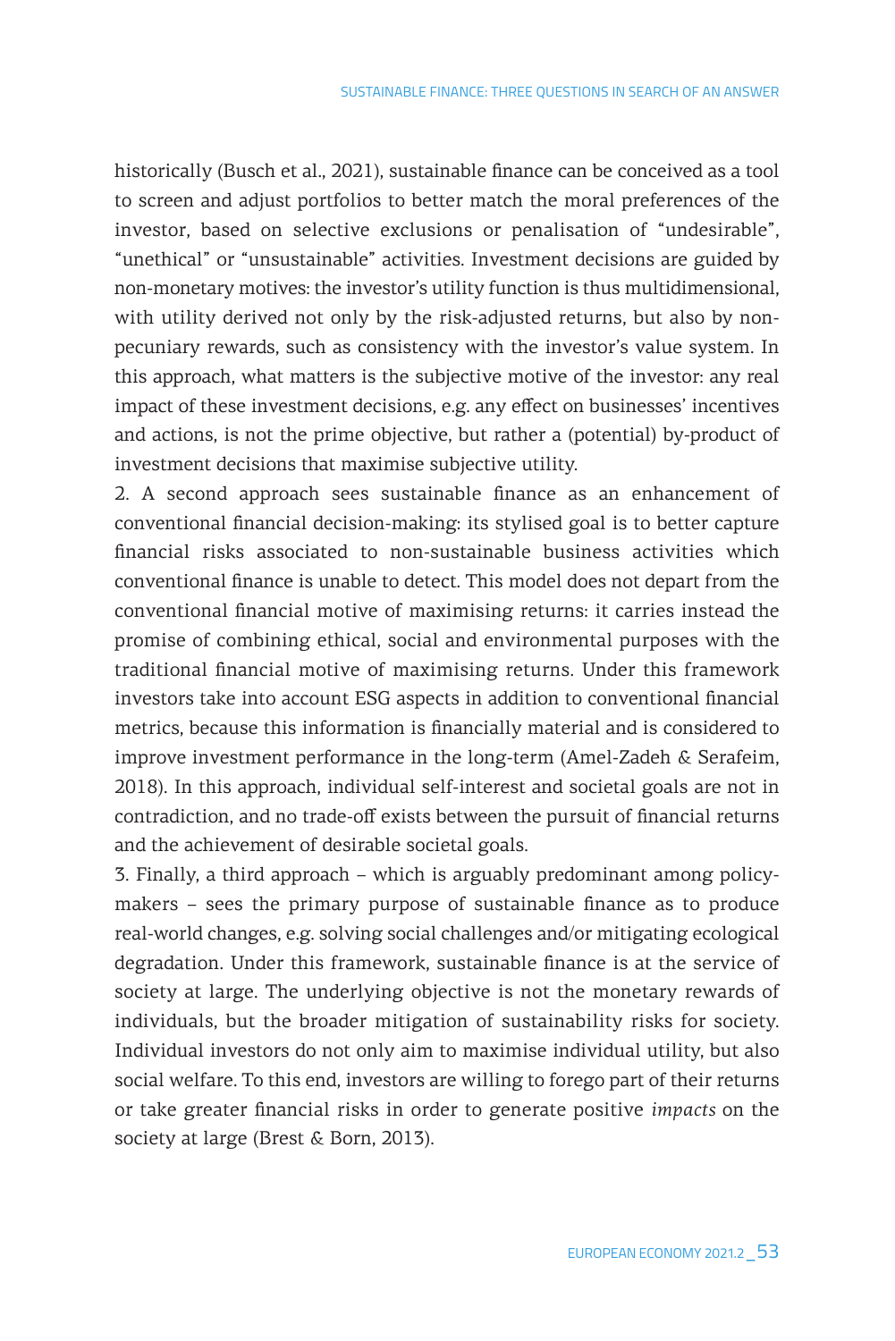historically (Busch et al., 2021), sustainable finance can be conceived as a tool to screen and adjust portfolios to better match the moral preferences of the investor, based on selective exclusions or penalisation of "undesirable", "unethical" or "unsustainable" activities. Investment decisions are guided by non-monetary motives: the investor's utility function is thus multidimensional, with utility derived not only by the risk-adjusted returns, but also by non-pecuniary rewards, such as consistency with the investor's value system. In this approach, what matters is the subjective motive of the investor: any real impact of these investment decisions, e.g. any effect on businesses' incentives and actions, is not the prime objective, but rather a (potential) by-product of investment decisions that maximise subjective utility.

2. A second approach sees sustainable finance as an enhancement of conventional financial decision-making: its stylised goal is to better capture financial risks associated to non-sustainable business activities which conventional finance is unable to detect. This model does not depart from the conventional financial motive of maximising returns: it carries instead the promise of combining ethical, social and environmental purposes with the traditional financial motive of maximising returns. Under this framework investors take into account ESG aspects in addition to conventional financial metrics, because this information is financially material and is considered to improve investment performance in the long-term (Amel-Zadeh & Serafeim, 2018). In this approach, individual self-interest and societal goals are not in contradiction, and no trade-off exists between the pursuit of financial returns and the achievement of desirable societal goals.

3. Finally, a third approach – which is arguably predominant among policy-makers – sees the primary purpose of sustainable finance as to produce real-world changes, e.g. solving social challenges and/or mitigating ecological degradation. Under this framework, sustainable finance is at the service of society at large. The underlying objective is not the monetary rewards of individuals, but the broader mitigation of sustainability risks for society. Individual investors do not only aim to maximise individual utility, but also social welfare. To this end, investors are willing to forego part of their returns or take greater financial risks in order to generate positive *impacts* on the society at large (Brest & Born, 2013).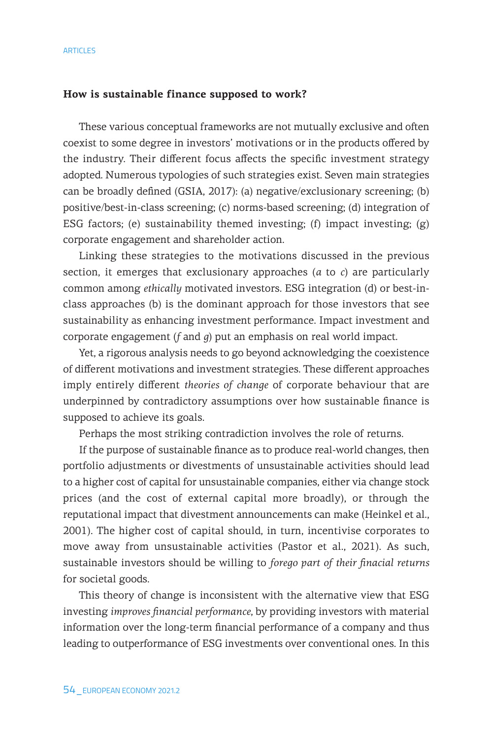**How is sustainable finance supposed to work?**

These various conceptual frameworks are not mutually exclusive and often coexist to some degree in investors' motivations or in the products offered by the industry. Their different focus affects the specific investment strategy adopted. Numerous typologies of such strategies exist. Seven main strategies can be broadly defined (GSIA, 2017): (a) negative/exclusionary screening; (b) positive/best-in-class screening; (c) norms-based screening; (d) integration of ESG factors; (e) sustainability themed investing; (f) impact investing; (g) corporate engagement and shareholder action.

Linking these strategies to the motivations discussed in the previous section, it emerges that exclusionary approaches (*a* to *c*) are particularly common among *ethically* motivated investors. ESG integration (d) or best-in-class approaches (b) is the dominant approach for those investors that see sustainability as enhancing investment performance. Impact investment and corporate engagement (*f* and *g*) put an emphasis on real world impact.

Yet, a rigorous analysis needs to go beyond acknowledging the coexistence of different motivations and investment strategies. These different approaches imply entirely different *theories of change* of corporate behaviour that are underpinned by contradictory assumptions over how sustainable finance is supposed to achieve its goals.

Perhaps the most striking contradiction involves the role of returns.

If the purpose of sustainable finance as to produce real-world changes, then portfolio adjustments or divestments of unsustainable activities should lead to a higher cost of capital for unsustainable companies, either via change stock prices (and the cost of external capital more broadly), or through the reputational impact that divestment announcements can make (Heinkel et al., 2001). The higher cost of capital should, in turn, incentivise corporates to move away from unsustainable activities (Pastor et al., 2021). As such, sustainable investors should be willing to *forego part of their finacial returns* for societal goods.

This theory of change is inconsistent with the alternative view that ESG investing *improves financial performance*, by providing investors with material information over the long-term financial performance of a company and thus leading to outperformance of ESG investments over conventional ones. In this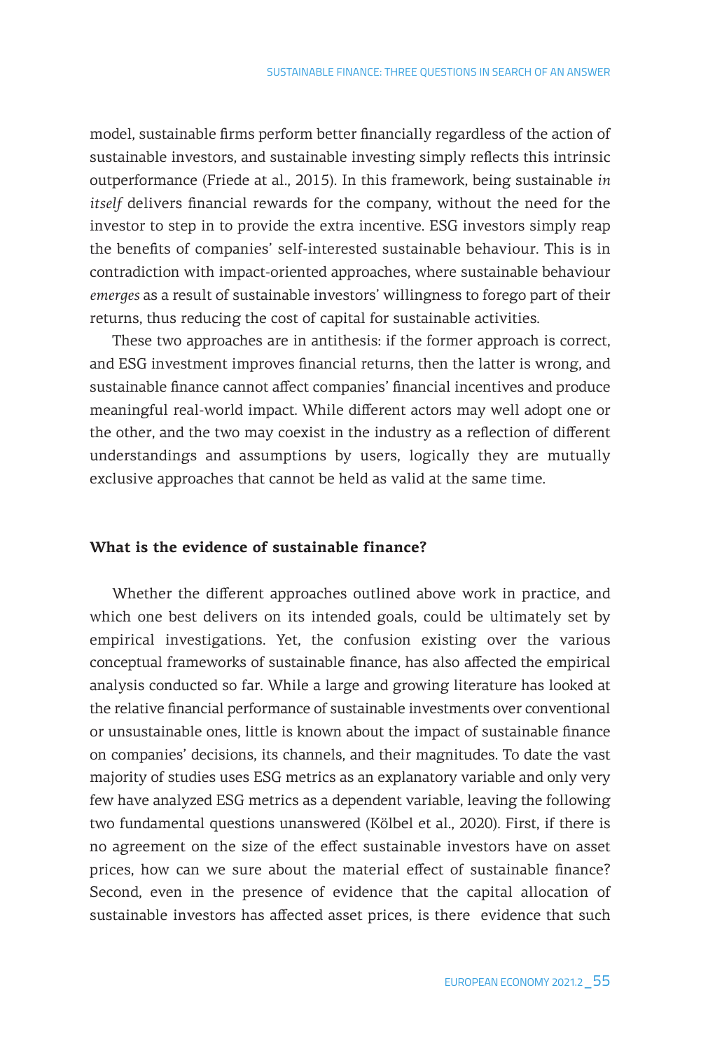model, sustainable firms perform better financially regardless of the action of sustainable investors, and sustainable investing simply reflects this intrinsic outperformance (Friede at al., 2015). In this framework, being sustainable *in itself* delivers financial rewards for the company, without the need for the investor to step in to provide the extra incentive. ESG investors simply reap the benefits of companies' self-interested sustainable behaviour. This is in contradiction with impact-oriented approaches, where sustainable behaviour *emerges* as a result of sustainable investors' willingness to forego part of their returns, thus reducing the cost of capital for sustainable activities.

These two approaches are in antithesis: if the former approach is correct, and ESG investment improves financial returns, then the latter is wrong, and sustainable finance cannot affect companies' financial incentives and produce meaningful real-world impact. While different actors may well adopt one or the other, and the two may coexist in the industry as a reflection of different understandings and assumptions by users, logically they are mutually exclusive approaches that cannot be held as valid at the same time.

## What is the evidence of sustainable finance?

Whether the different approaches outlined above work in practice, and which one best delivers on its intended goals, could be ultimately set by empirical investigations. Yet, the confusion existing over the various conceptual frameworks of sustainable finance, has also affected the empirical analysis conducted so far. While a large and growing literature has looked at the relative financial performance of sustainable investments over conventional or unsustainable ones, little is known about the impact of sustainable finance on companies' decisions, its channels, and their magnitudes. To date the vast majority of studies uses ESG metrics as an explanatory variable and only very few have analyzed ESG metrics as a dependent variable, leaving the following two fundamental questions unanswered (Kölbel et al., 2020). First, if there is no agreement on the size of the effect sustainable investors have on asset prices, how can we sure about the material effect of sustainable finance? Second, even in the presence of evidence that the capital allocation of sustainable investors has affected asset prices, is there evidence that such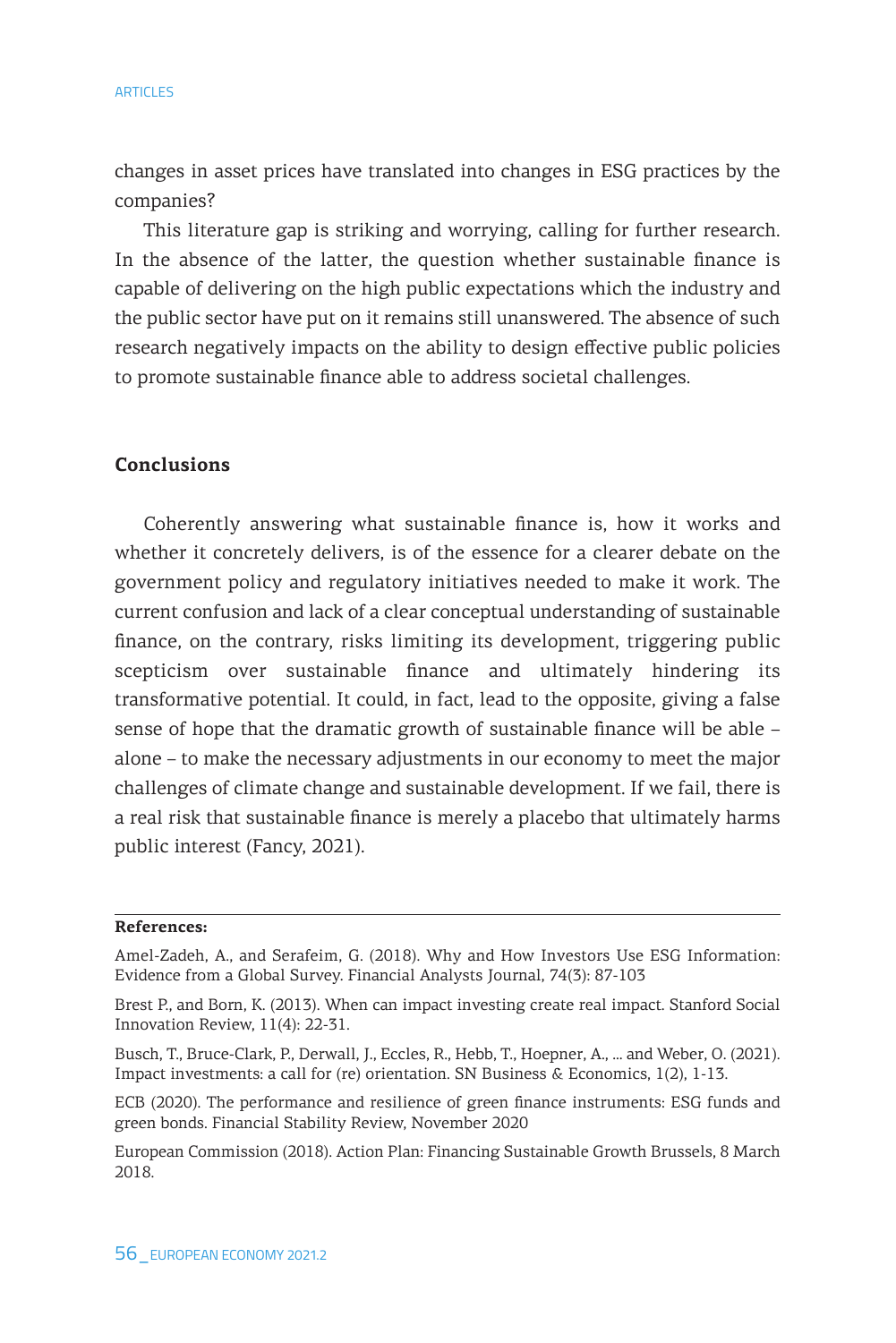changes in asset prices have translated into changes in ESG practices by the companies?

This literature gap is striking and worrying, calling for further research. In the absence of the latter, the question whether sustainable finance is capable of delivering on the high public expectations which the industry and the public sector have put on it remains still unanswered. The absence of such research negatively impacts on the ability to design effective public policies to promote sustainable finance able to address societal challenges.

## Conclusions

Coherently answering what sustainable finance is, how it works and whether it concretely delivers, is of the essence for a clearer debate on the government policy and regulatory initiatives needed to make it work. The current confusion and lack of a clear conceptual understanding of sustainable finance, on the contrary, risks limiting its development, triggering public scepticism over sustainable finance and ultimately hindering its transformative potential. It could, in fact, lead to the opposite, giving a false sense of hope that the dramatic growth of sustainable finance will be able – alone – to make the necessary adjustments in our economy to meet the major challenges of climate change and sustainable development. If we fail, there is a real risk that sustainable finance is merely a placebo that ultimately harms public interest (Fancy, 2021).

**References:**

Amel-Zadeh, A., and Serafeim, G. (2018). Why and How Investors Use ESG Information: Evidence from a Global Survey. Financial Analysts Journal, 74(3): 87-103

Brest P., and Born, K. (2013). When can impact investing create real impact. Stanford Social Innovation Review, 11(4): 22-31.

Busch, T., Bruce-Clark, P., Derwall, J., Eccles, R., Hebb, T., Hoepner, A., ... and Weber, O. (2021). Impact investments: a call for (re) orientation. SN Business & Economics, 1(2), 1-13.

ECB (2020). The performance and resilience of green finance instruments: ESG funds and green bonds. Financial Stability Review, November 2020

European Commission (2018). Action Plan: Financing Sustainable Growth Brussels, 8 March 2018.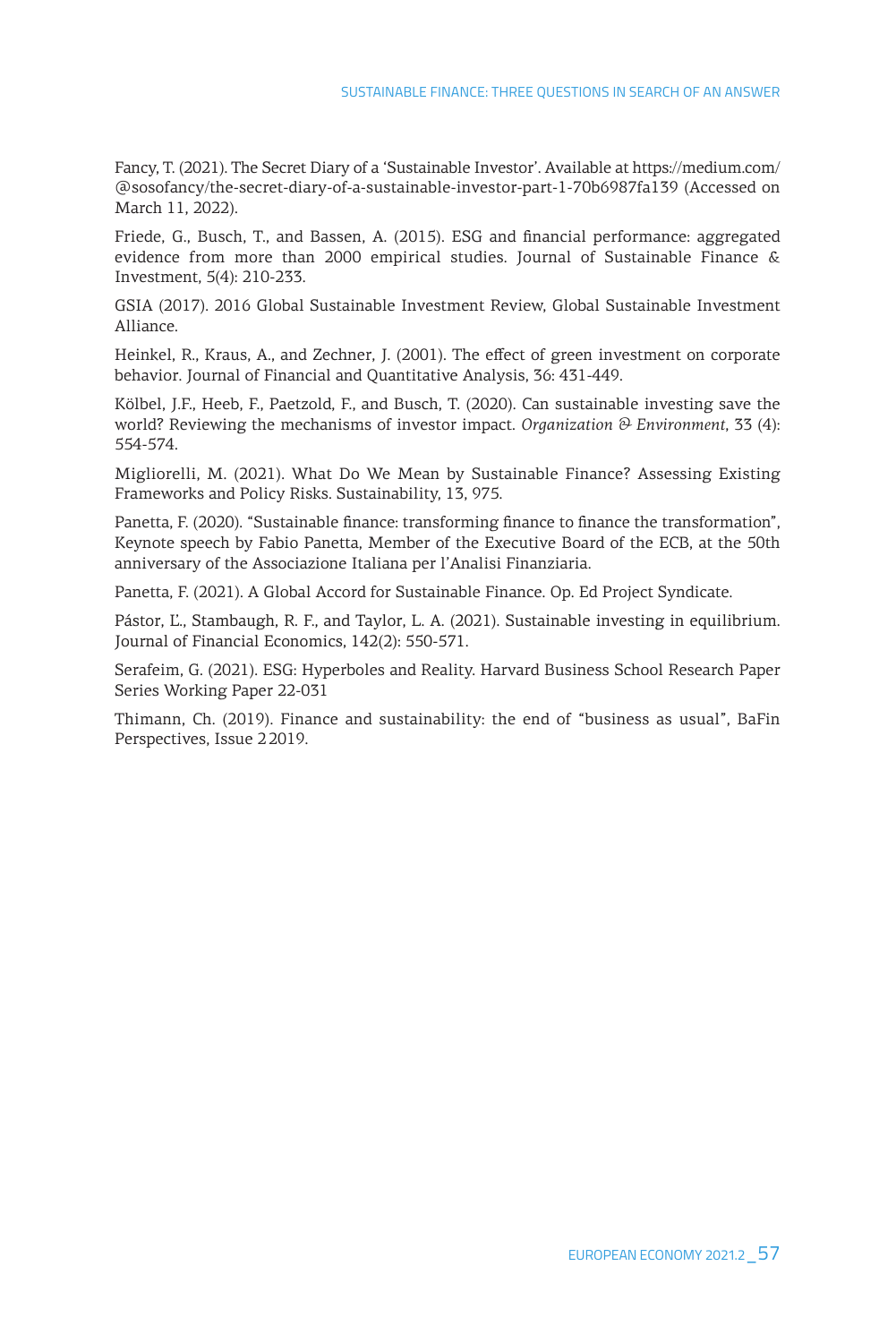Fancy, T. (2021). The Secret Diary of a 'Sustainable Investor'. Available at https://medium.com/@sosofancy/the-secret-diary-of-a-sustainable-investor-part-1-70b6987fa139 (Accessed on March 11, 2022).

Friede, G., Busch, T., and Bassen, A. (2015). ESG and financial performance: aggregated evidence from more than 2000 empirical studies. Journal of Sustainable Finance & Investment, 5(4): 210-233.

GSIA (2017). 2016 Global Sustainable Investment Review, Global Sustainable Investment Alliance.

Heinkel, R., Kraus, A., and Zechner, J. (2001). The effect of green investment on corporate behavior. Journal of Financial and Quantitative Analysis, 36: 431-449.

Kölbel, J.F., Heeb, F., Paetzold, F., and Busch, T. (2020). Can sustainable investing save the world? Reviewing the mechanisms of investor impact. *Organization & Environment*, 33 (4): 554-574.

Migliorelli, M. (2021). What Do We Mean by Sustainable Finance? Assessing Existing Frameworks and Policy Risks. Sustainability, 13, 975.

Panetta, F. (2020). "Sustainable finance: transforming finance to finance the transformation", Keynote speech by Fabio Panetta, Member of the Executive Board of the ECB, at the 50th anniversary of the Associazione Italiana per l'Analisi Finanziaria.

Panetta, F. (2021). A Global Accord for Sustainable Finance. Op. Ed Project Syndicate.

Pástor, Ľ., Stambaugh, R. F., and Taylor, L. A. (2021). Sustainable investing in equilibrium. Journal of Financial Economics, 142(2): 550-571.

Serafeim, G. (2021). ESG: Hyperboles and Reality. Harvard Business School Research Paper Series Working Paper 22-031

Thimann, Ch. (2019). Finance and sustainability: the end of "business as usual", BaFin Perspectives, Issue 2 2019.